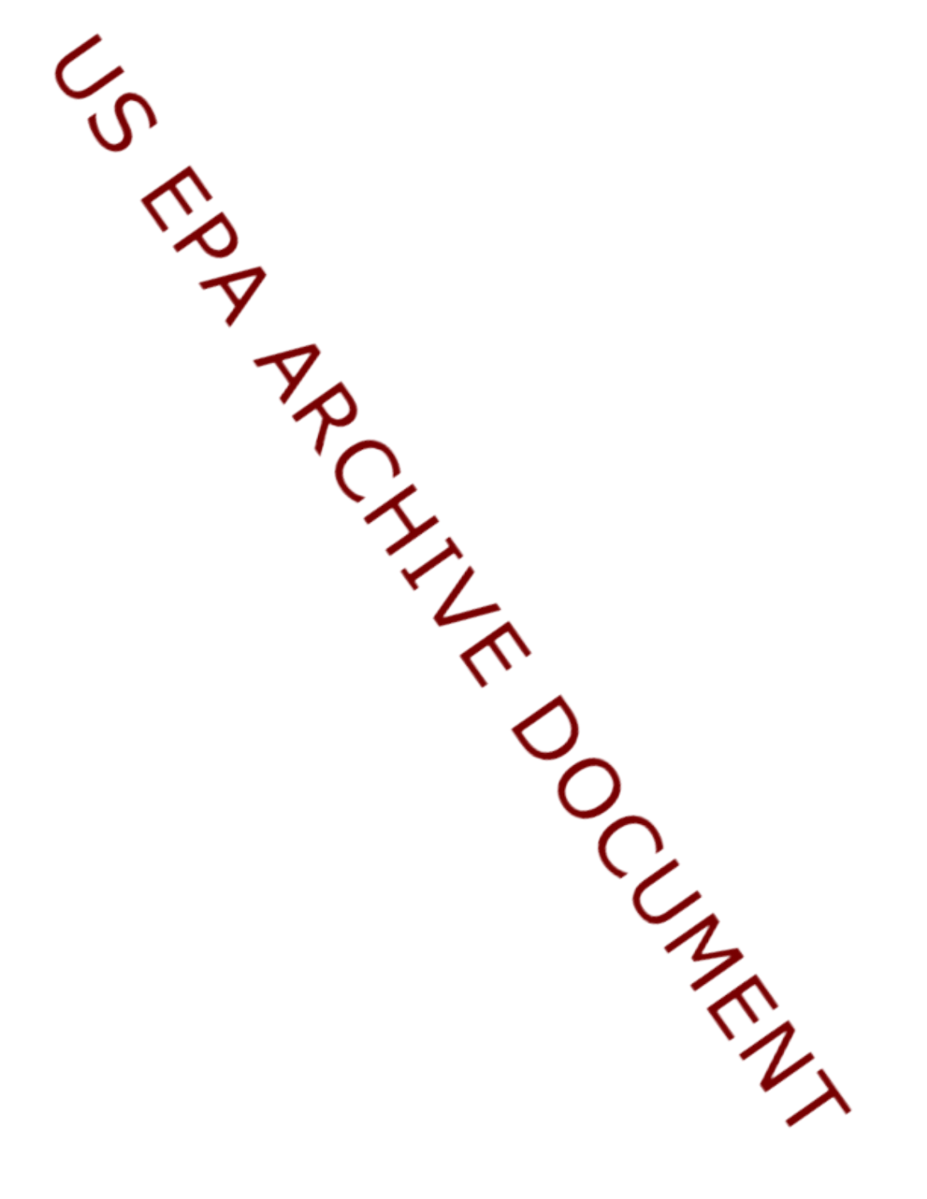US EPA ARCHIVE DOCUMENT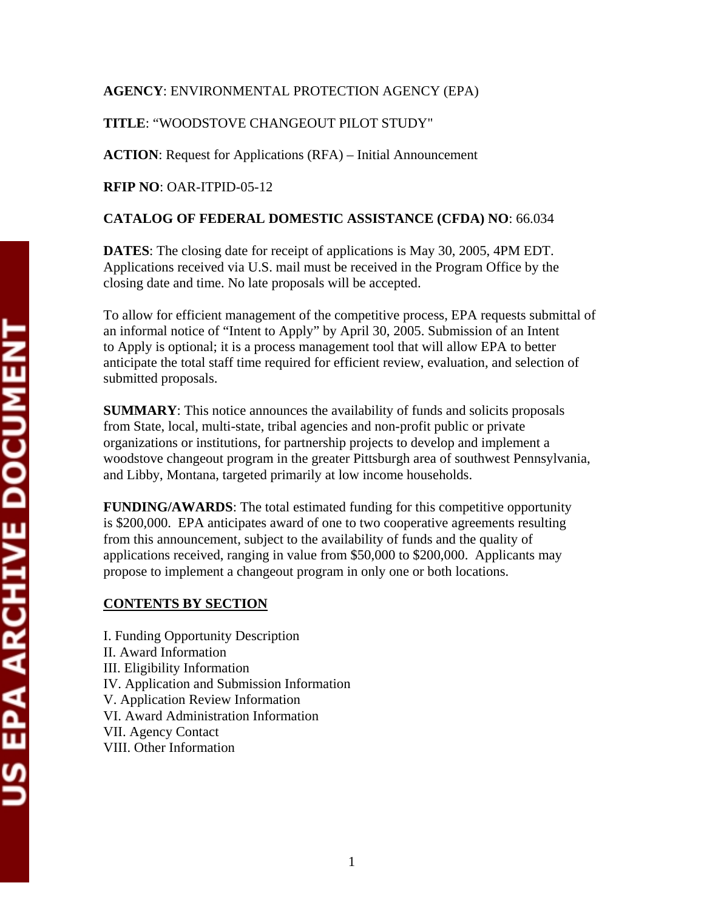**AGENCY**: ENVIRONMENTAL PROTECTION AGENCY (EPA)

**TITLE**: "WOODSTOVE CHANGEOUT PILOT STUDY"

**ACTION**: Request for Applications (RFA) – Initial Announcement

**RFIP NO**: OAR-ITPID-05-12

**CATALOG OF FEDERAL DOMESTIC ASSISTANCE (CFDA) NO**: 66.034

**DATES**: The closing date for receipt of applications is May 30, 2005, 4PM EDT. Applications received via U.S. mail must be received in the Program Office by the closing date and time. No late proposals will be accepted.

To allow for efficient management of the competitive process, EPA requests submittal of an informal notice of "Intent to Apply" by April 30, 2005. Submission of an Intent to Apply is optional; it is a process management tool that will allow EPA to better anticipate the total staff time required for efficient review, evaluation, and selection of submitted proposals.

**SUMMARY**: This notice announces the availability of funds and solicits proposals from State, local, multi-state, tribal agencies and non-profit public or private organizations or institutions, for partnership projects to develop and implement a woodstove changeout program in the greater Pittsburgh area of southwest Pennsylvania, and Libby, Montana, targeted primarily at low income households.

**FUNDING/AWARDS**: The total estimated funding for this competitive opportunity is $200,000. EPA anticipates award of one to two cooperative agreements resulting from this announcement, subject to the availability of funds and the quality of applications received, ranging in value from $50,000 to $200,000. Applicants may propose to implement a changeout program in only one or both locations.

## CONTENTS BY SECTION

I. Funding Opportunity Description
II. Award Information
III. Eligibility Information
IV. Application and Submission Information
V. Application Review Information
VI. Award Administration Information
VII. Agency Contact
VIII. Other Information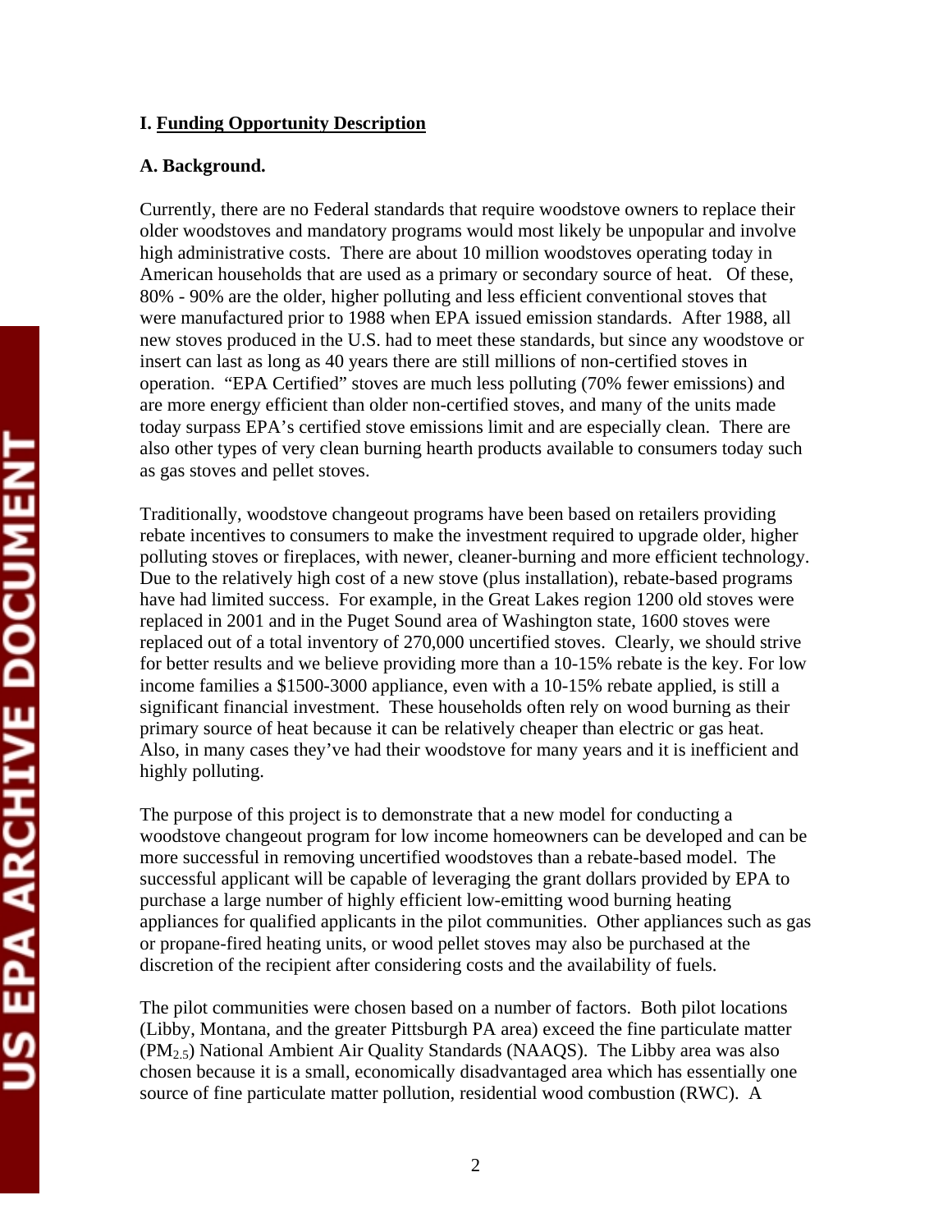## I. Funding Opportunity Description

### A. Background.

Currently, there are no Federal standards that require woodstove owners to replace their older woodstoves and mandatory programs would most likely be unpopular and involve high administrative costs. There are about 10 million woodstoves operating today in American households that are used as a primary or secondary source of heat. Of these, 80% - 90% are the older, higher polluting and less efficient conventional stoves that were manufactured prior to 1988 when EPA issued emission standards. After 1988, all new stoves produced in the U.S. had to meet these standards, but since any woodstove or insert can last as long as 40 years there are still millions of non-certified stoves in operation. "EPA Certified" stoves are much less polluting (70% fewer emissions) and are more energy efficient than older non-certified stoves, and many of the units made today surpass EPA's certified stove emissions limit and are especially clean. There are also other types of very clean burning hearth products available to consumers today such as gas stoves and pellet stoves.

Traditionally, woodstove changeout programs have been based on retailers providing rebate incentives to consumers to make the investment required to upgrade older, higher polluting stoves or fireplaces, with newer, cleaner-burning and more efficient technology. Due to the relatively high cost of a new stove (plus installation), rebate-based programs have had limited success. For example, in the Great Lakes region 1200 old stoves were replaced in 2001 and in the Puget Sound area of Washington state, 1600 stoves were replaced out of a total inventory of 270,000 uncertified stoves. Clearly, we should strive for better results and we believe providing more than a 10-15% rebate is the key. For low income families a $1500-3000 appliance, even with a 10-15% rebate applied, is still a significant financial investment. These households often rely on wood burning as their primary source of heat because it can be relatively cheaper than electric or gas heat. Also, in many cases they've had their woodstove for many years and it is inefficient and highly polluting.

The purpose of this project is to demonstrate that a new model for conducting a woodstove changeout program for low income homeowners can be developed and can be more successful in removing uncertified woodstoves than a rebate-based model. The successful applicant will be capable of leveraging the grant dollars provided by EPA to purchase a large number of highly efficient low-emitting wood burning heating appliances for qualified applicants in the pilot communities. Other appliances such as gas or propane-fired heating units, or wood pellet stoves may also be purchased at the discretion of the recipient after considering costs and the availability of fuels.

The pilot communities were chosen based on a number of factors. Both pilot locations (Libby, Montana, and the greater Pittsburgh PA area) exceed the fine particulate matter ($PM_{2.5}$) National Ambient Air Quality Standards (NAAQS). The Libby area was also chosen because it is a small, economically disadvantaged area which has essentially one source of fine particulate matter pollution, residential wood combustion (RWC). A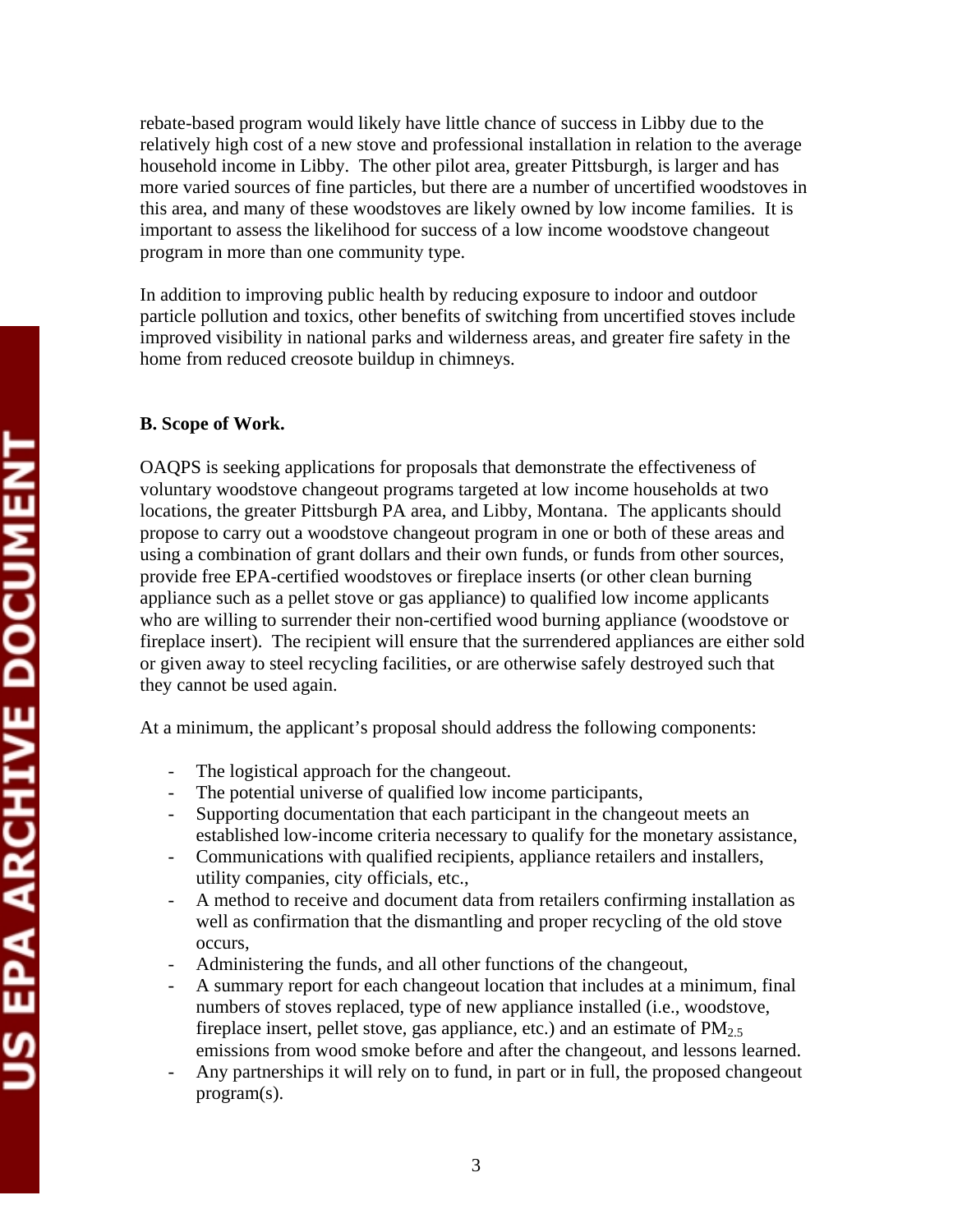rebate-based program would likely have little chance of success in Libby due to the relatively high cost of a new stove and professional installation in relation to the average household income in Libby. The other pilot area, greater Pittsburgh, is larger and has more varied sources of fine particles, but there are a number of uncertified woodstoves in this area, and many of these woodstoves are likely owned by low income families. It is important to assess the likelihood for success of a low income woodstove changeout program in more than one community type.

In addition to improving public health by reducing exposure to indoor and outdoor particle pollution and toxics, other benefits of switching from uncertified stoves include improved visibility in national parks and wilderness areas, and greater fire safety in the home from reduced creosote buildup in chimneys.

**B. Scope of Work.**

OAQPS is seeking applications for proposals that demonstrate the effectiveness of voluntary woodstove changeout programs targeted at low income households at two locations, the greater Pittsburgh PA area, and Libby, Montana. The applicants should propose to carry out a woodstove changeout program in one or both of these areas and using a combination of grant dollars and their own funds, or funds from other sources, provide free EPA-certified woodstoves or fireplace inserts (or other clean burning appliance such as a pellet stove or gas appliance) to qualified low income applicants who are willing to surrender their non-certified wood burning appliance (woodstove or fireplace insert). The recipient will ensure that the surrendered appliances are either sold or given away to steel recycling facilities, or are otherwise safely destroyed such that they cannot be used again.

At a minimum, the applicant's proposal should address the following components:

- The logistical approach for the changeout.
- The potential universe of qualified low income participants,
- Supporting documentation that each participant in the changeout meets an established low-income criteria necessary to qualify for the monetary assistance,
- Communications with qualified recipients, appliance retailers and installers, utility companies, city officials, etc.,
- A method to receive and document data from retailers confirming installation as well as confirmation that the dismantling and proper recycling of the old stove occurs,
- Administering the funds, and all other functions of the changeout,
- A summary report for each changeout location that includes at a minimum, final numbers of stoves replaced, type of new appliance installed (i.e., woodstove, fireplace insert, pellet stove, gas appliance, etc.) and an estimate of $PM_{2.5}$ emissions from wood smoke before and after the changeout, and lessons learned.
- Any partnerships it will rely on to fund, in part or in full, the proposed changeout program(s).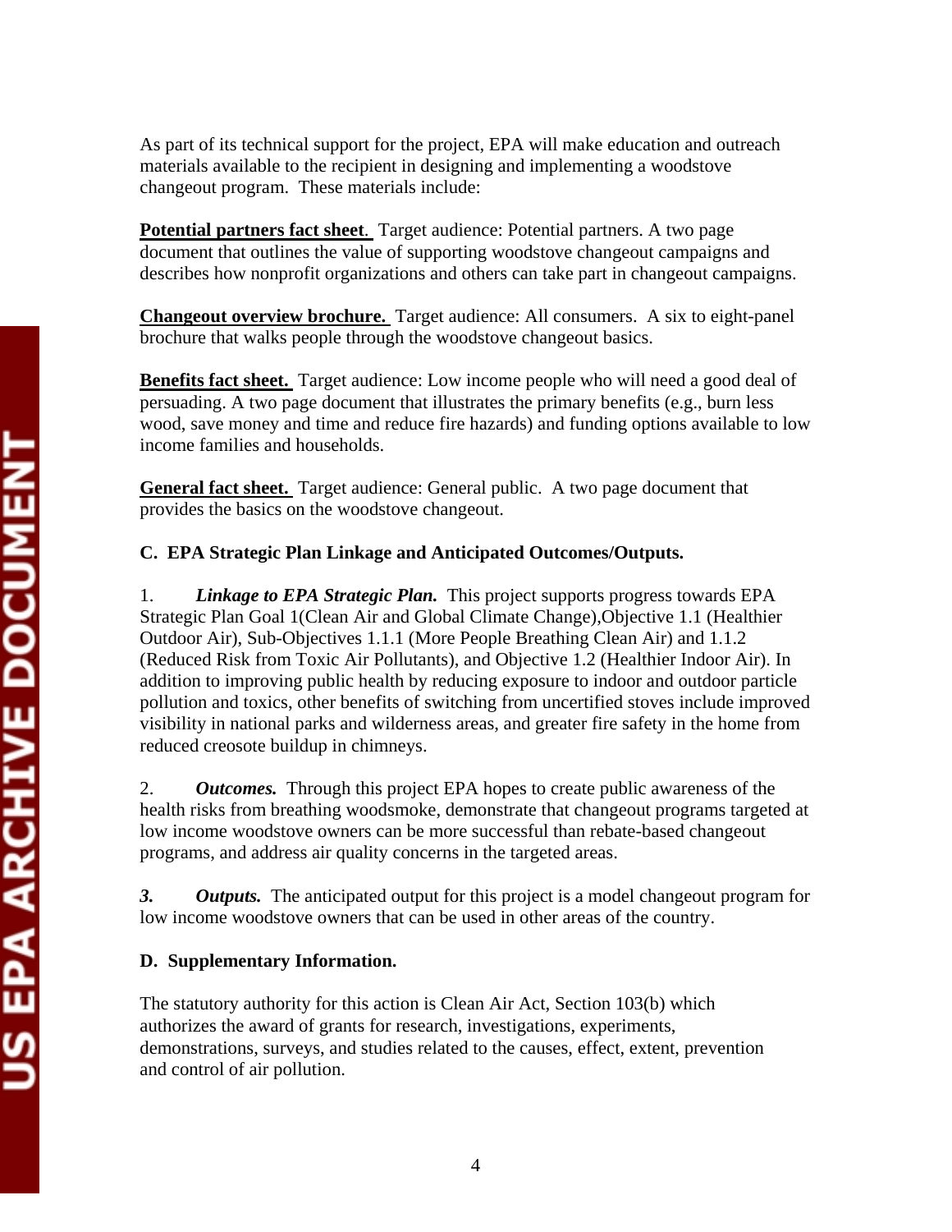As part of its technical support for the project, EPA will make education and outreach materials available to the recipient in designing and implementing a woodstove changeout program. These materials include:

**Potential partners fact sheet.** Target audience: Potential partners. A two page document that outlines the value of supporting woodstove changeout campaigns and describes how nonprofit organizations and others can take part in changeout campaigns.

**Changeout overview brochure.** Target audience: All consumers. A six to eight-panel brochure that walks people through the woodstove changeout basics.

**Benefits fact sheet.** Target audience: Low income people who will need a good deal of persuading. A two page document that illustrates the primary benefits (e.g., burn less wood, save money and time and reduce fire hazards) and funding options available to low income families and households.

**General fact sheet.** Target audience: General public. A two page document that provides the basics on the woodstove changeout.

**C. EPA Strategic Plan Linkage and Anticipated Outcomes/Outputs.**

1. ***Linkage to EPA Strategic Plan.*** This project supports progress towards EPA Strategic Plan Goal 1(Clean Air and Global Climate Change),Objective 1.1 (Healthier Outdoor Air), Sub-Objectives 1.1.1 (More People Breathing Clean Air) and 1.1.2 (Reduced Risk from Toxic Air Pollutants), and Objective 1.2 (Healthier Indoor Air). In addition to improving public health by reducing exposure to indoor and outdoor particle pollution and toxics, other benefits of switching from uncertified stoves include improved visibility in national parks and wilderness areas, and greater fire safety in the home from reduced creosote buildup in chimneys.

2. ***Outcomes.*** Through this project EPA hopes to create public awareness of the health risks from breathing woodsmoke, demonstrate that changeout programs targeted at low income woodstove owners can be more successful than rebate-based changeout programs, and address air quality concerns in the targeted areas.

***3. Outputs.*** The anticipated output for this project is a model changeout program for low income woodstove owners that can be used in other areas of the country.

**D. Supplementary Information.**

The statutory authority for this action is Clean Air Act, Section 103(b) which authorizes the award of grants for research, investigations, experiments, demonstrations, surveys, and studies related to the causes, effect, extent, prevention and control of air pollution.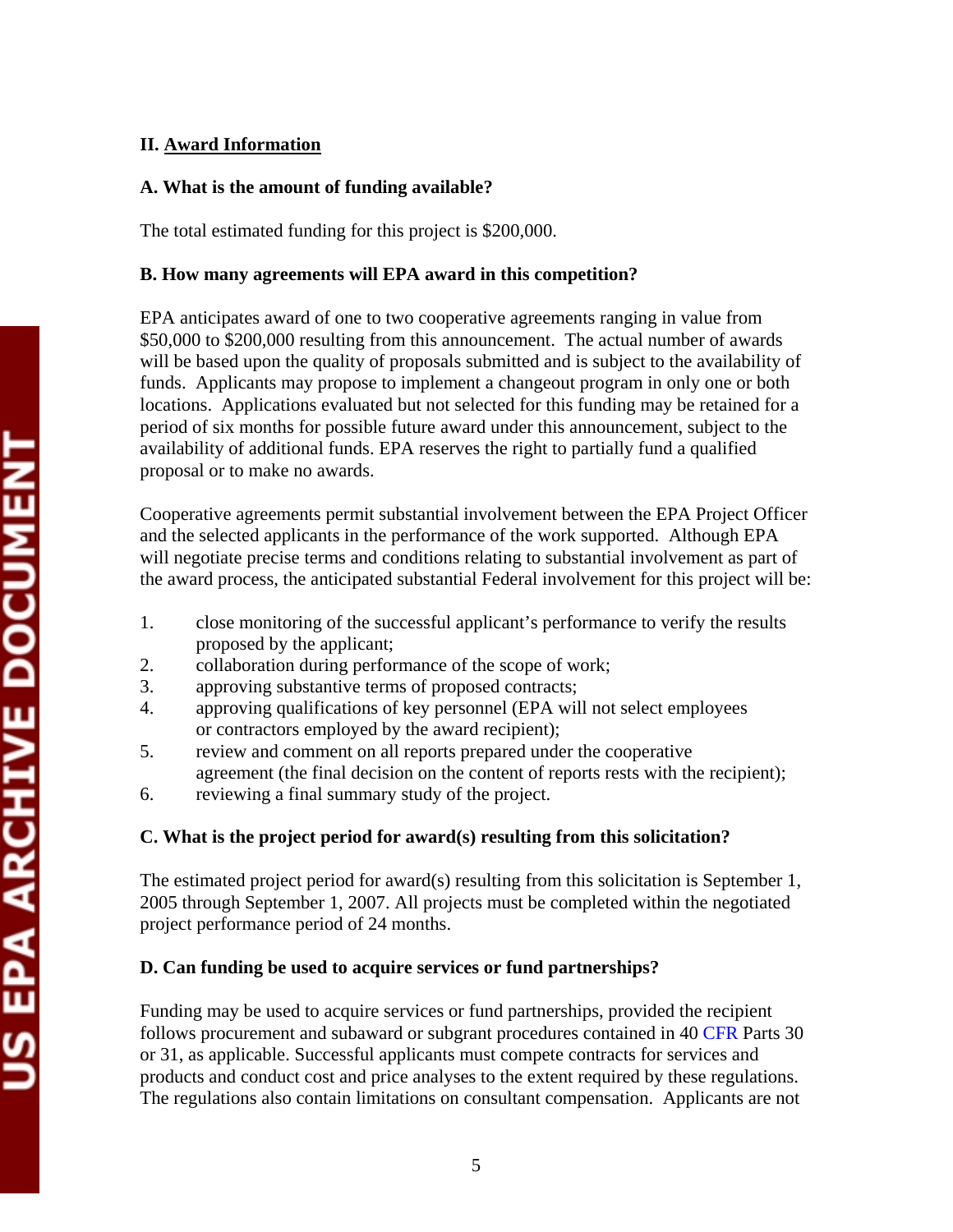## II. Award Information

### A. What is the amount of funding available?

The total estimated funding for this project is $200,000.

### B. How many agreements will EPA award in this competition?

EPA anticipates award of one to two cooperative agreements ranging in value from $50,000 to $200,000 resulting from this announcement. The actual number of awards will be based upon the quality of proposals submitted and is subject to the availability of funds. Applicants may propose to implement a changeout program in only one or both locations. Applications evaluated but not selected for this funding may be retained for a period of six months for possible future award under this announcement, subject to the availability of additional funds. EPA reserves the right to partially fund a qualified proposal or to make no awards.

Cooperative agreements permit substantial involvement between the EPA Project Officer and the selected applicants in the performance of the work supported. Although EPA will negotiate precise terms and conditions relating to substantial involvement as part of the award process, the anticipated substantial Federal involvement for this project will be:

1. close monitoring of the successful applicant's performance to verify the results proposed by the applicant;
2. collaboration during performance of the scope of work;
3. approving substantive terms of proposed contracts;
4. approving qualifications of key personnel (EPA will not select employees or contractors employed by the award recipient);
5. review and comment on all reports prepared under the cooperative agreement (the final decision on the content of reports rests with the recipient);
6. reviewing a final summary study of the project.

### C. What is the project period for award(s) resulting from this solicitation?

The estimated project period for award(s) resulting from this solicitation is September 1, 2005 through September 1, 2007. All projects must be completed within the negotiated project performance period of 24 months.

### D. Can funding be used to acquire services or fund partnerships?

Funding may be used to acquire services or fund partnerships, provided the recipient follows procurement and subaward or subgrant procedures contained in 40 CFR Parts 30 or 31, as applicable. Successful applicants must compete contracts for services and products and conduct cost and price analyses to the extent required by these regulations. The regulations also contain limitations on consultant compensation. Applicants are not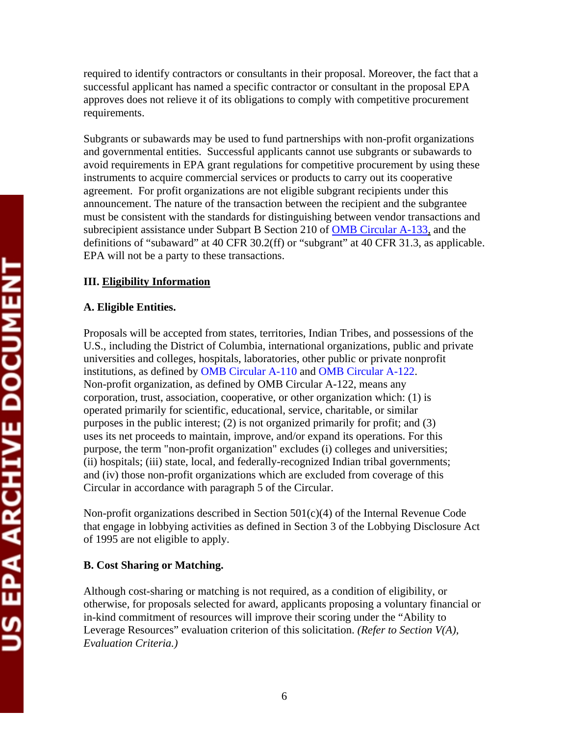required to identify contractors or consultants in their proposal. Moreover, the fact that a successful applicant has named a specific contractor or consultant in the proposal EPA approves does not relieve it of its obligations to comply with competitive procurement requirements.

Subgrants or subawards may be used to fund partnerships with non-profit organizations and governmental entities. Successful applicants cannot use subgrants or subawards to avoid requirements in EPA grant regulations for competitive procurement by using these instruments to acquire commercial services or products to carry out its cooperative agreement. For profit organizations are not eligible subgrant recipients under this announcement. The nature of the transaction between the recipient and the subgrantee must be consistent with the standards for distinguishing between vendor transactions and subrecipient assistance under Subpart B Section 210 of OMB Circular A-133, and the definitions of "subaward" at 40 CFR 30.2(ff) or "subgrant" at 40 CFR 31.3, as applicable. EPA will not be a party to these transactions.

## III. Eligibility Information

### A. Eligible Entities.

Proposals will be accepted from states, territories, Indian Tribes, and possessions of the U.S., including the District of Columbia, international organizations, public and private universities and colleges, hospitals, laboratories, other public or private nonprofit institutions, as defined by OMB Circular A-110 and OMB Circular A-122. Non-profit organization, as defined by OMB Circular A-122, means any corporation, trust, association, cooperative, or other organization which: (1) is operated primarily for scientific, educational, service, charitable, or similar purposes in the public interest; (2) is not organized primarily for profit; and (3) uses its net proceeds to maintain, improve, and/or expand its operations. For this purpose, the term "non-profit organization" excludes (i) colleges and universities; (ii) hospitals; (iii) state, local, and federally-recognized Indian tribal governments; and (iv) those non-profit organizations which are excluded from coverage of this Circular in accordance with paragraph 5 of the Circular.

Non-profit organizations described in Section 501(c)(4) of the Internal Revenue Code that engage in lobbying activities as defined in Section 3 of the Lobbying Disclosure Act of 1995 are not eligible to apply.

### B. Cost Sharing or Matching.

Although cost-sharing or matching is not required, as a condition of eligibility, or otherwise, for proposals selected for award, applicants proposing a voluntary financial or in-kind commitment of resources will improve their scoring under the "Ability to Leverage Resources" evaluation criterion of this solicitation. *(Refer to Section V(A), Evaluation Criteria.)*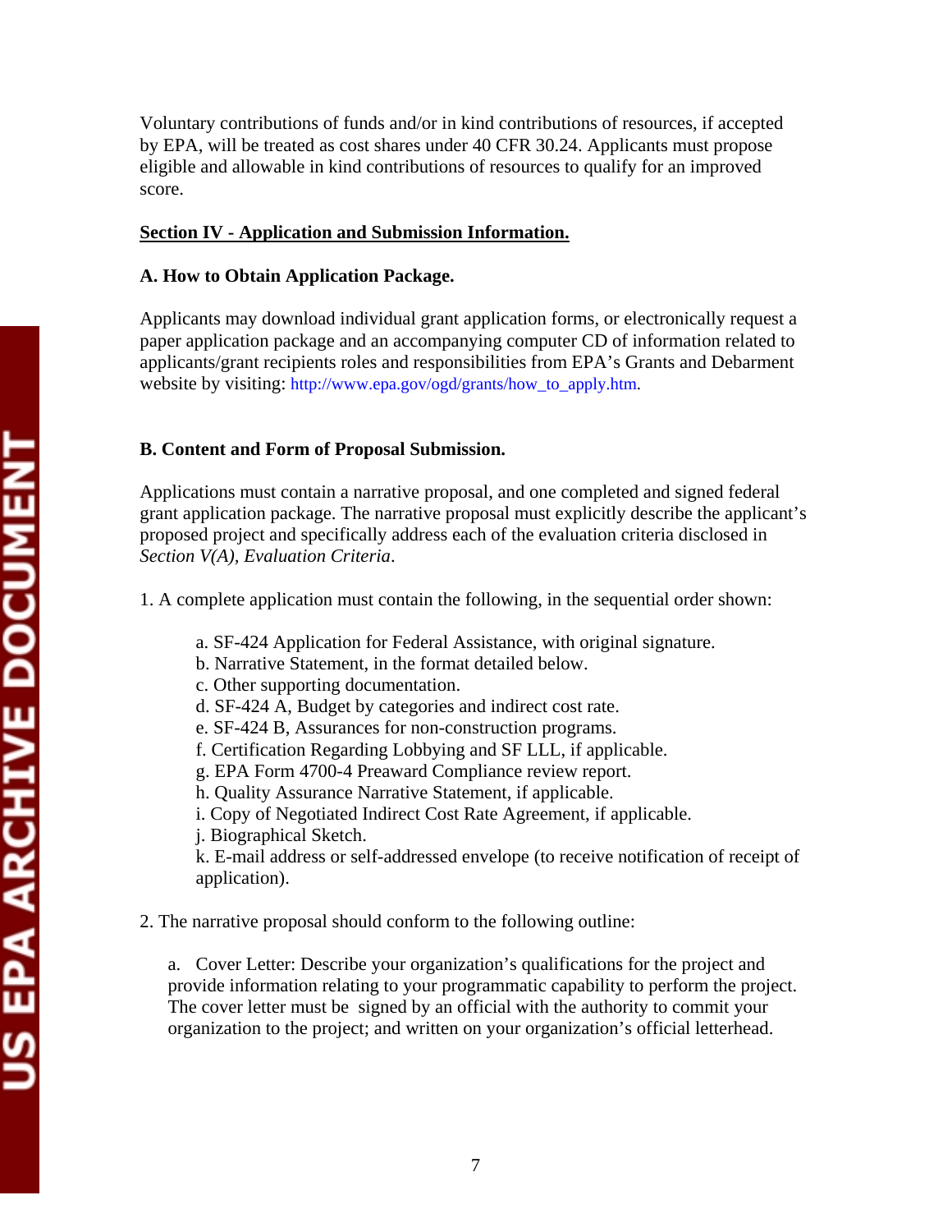Voluntary contributions of funds and/or in kind contributions of resources, if accepted by EPA, will be treated as cost shares under 40 CFR 30.24. Applicants must propose eligible and allowable in kind contributions of resources to qualify for an improved score.

## Section IV - Application and Submission Information.

### A. How to Obtain Application Package.

Applicants may download individual grant application forms, or electronically request a paper application package and an accompanying computer CD of information related to applicants/grant recipients roles and responsibilities from EPA's Grants and Debarment website by visiting: http://www.epa.gov/ogd/grants/how_to_apply.htm.

### B. Content and Form of Proposal Submission.

Applications must contain a narrative proposal, and one completed and signed federal grant application package. The narrative proposal must explicitly describe the applicant's proposed project and specifically address each of the evaluation criteria disclosed in *Section V(A), Evaluation Criteria*.

1. A complete application must contain the following, in the sequential order shown:

   a. SF-424 Application for Federal Assistance, with original signature.
   b. Narrative Statement, in the format detailed below.
   c. Other supporting documentation.
   d. SF-424 A, Budget by categories and indirect cost rate.
   e. SF-424 B, Assurances for non-construction programs.
   f. Certification Regarding Lobbying and SF LLL, if applicable.
   g. EPA Form 4700-4 Preaward Compliance review report.
   h. Quality Assurance Narrative Statement, if applicable.
   i. Copy of Negotiated Indirect Cost Rate Agreement, if applicable.
   j. Biographical Sketch.
   k. E-mail address or self-addressed envelope (to receive notification of receipt of application).

2. The narrative proposal should conform to the following outline:

   a. Cover Letter: Describe your organization's qualifications for the project and provide information relating to your programmatic capability to perform the project. The cover letter must be signed by an official with the authority to commit your organization to the project; and written on your organization's official letterhead.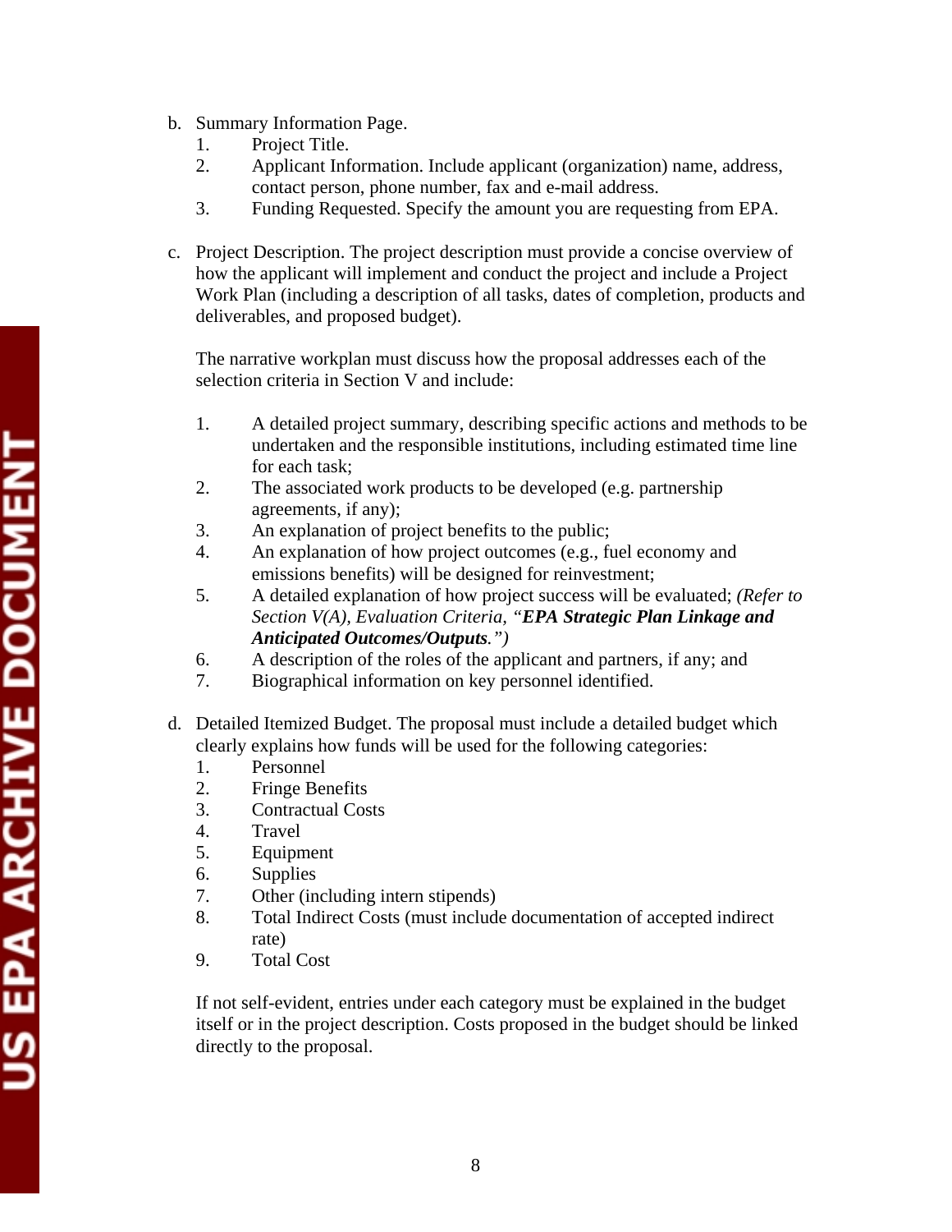b. Summary Information Page.
   1. Project Title.
   2. Applicant Information. Include applicant (organization) name, address, contact person, phone number, fax and e-mail address.
   3. Funding Requested. Specify the amount you are requesting from EPA.

c. Project Description. The project description must provide a concise overview of how the applicant will implement and conduct the project and include a Project Work Plan (including a description of all tasks, dates of completion, products and deliverables, and proposed budget).

   The narrative workplan must discuss how the proposal addresses each of the selection criteria in Section V and include:

   1. A detailed project summary, describing specific actions and methods to be undertaken and the responsible institutions, including estimated time line for each task;
   2. The associated work products to be developed (e.g. partnership agreements, if any);
   3. An explanation of project benefits to the public;
   4. An explanation of how project outcomes (e.g., fuel economy and emissions benefits) will be designed for reinvestment;
   5. A detailed explanation of how project success will be evaluated; *(Refer to Section V(A), Evaluation Criteria, "**EPA Strategic Plan Linkage and Anticipated Outcomes/Outputs**.")*
   6. A description of the roles of the applicant and partners, if any; and
   7. Biographical information on key personnel identified.

d. Detailed Itemized Budget. The proposal must include a detailed budget which clearly explains how funds will be used for the following categories:
   1. Personnel
   2. Fringe Benefits
   3. Contractual Costs
   4. Travel
   5. Equipment
   6. Supplies
   7. Other (including intern stipends)
   8. Total Indirect Costs (must include documentation of accepted indirect rate)
   9. Total Cost

   If not self-evident, entries under each category must be explained in the budget itself or in the project description. Costs proposed in the budget should be linked directly to the proposal.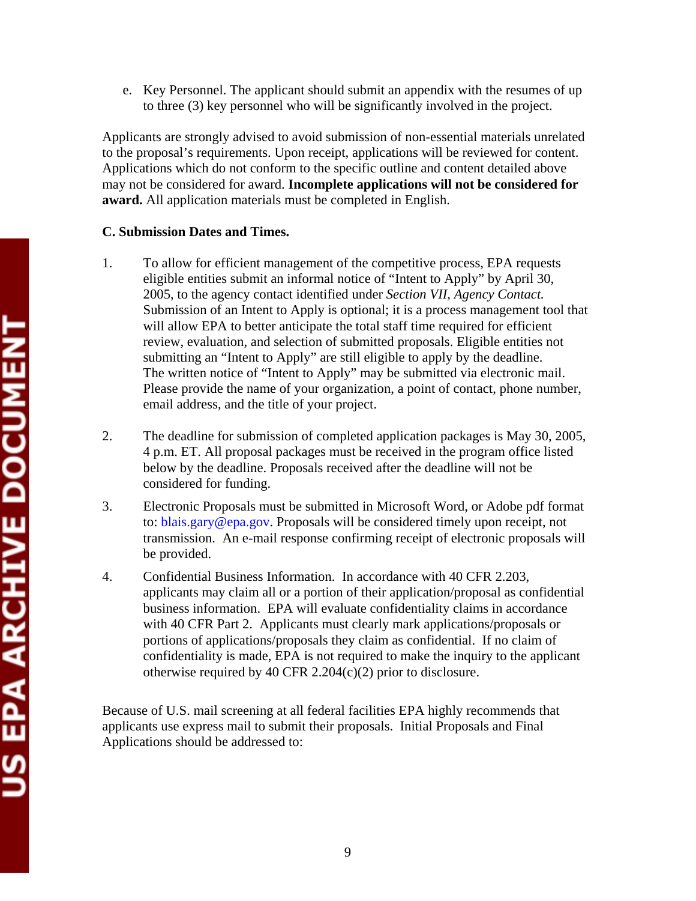e. Key Personnel. The applicant should submit an appendix with the resumes of up to three (3) key personnel who will be significantly involved in the project.

Applicants are strongly advised to avoid submission of non-essential materials unrelated to the proposal's requirements. Upon receipt, applications will be reviewed for content. Applications which do not conform to the specific outline and content detailed above may not be considered for award. **Incomplete applications will not be considered for award.** All application materials must be completed in English.

**C. Submission Dates and Times.**

1. To allow for efficient management of the competitive process, EPA requests eligible entities submit an informal notice of "Intent to Apply" by April 30, 2005, to the agency contact identified under *Section VII, Agency Contact.* Submission of an Intent to Apply is optional; it is a process management tool that will allow EPA to better anticipate the total staff time required for efficient review, evaluation, and selection of submitted proposals. Eligible entities not submitting an "Intent to Apply" are still eligible to apply by the deadline. The written notice of "Intent to Apply" may be submitted via electronic mail. Please provide the name of your organization, a point of contact, phone number, email address, and the title of your project.

2. The deadline for submission of completed application packages is May 30, 2005, 4 p.m. ET. All proposal packages must be received in the program office listed below by the deadline. Proposals received after the deadline will not be considered for funding.

3. Electronic Proposals must be submitted in Microsoft Word, or Adobe pdf format to: blais.gary@epa.gov. Proposals will be considered timely upon receipt, not transmission. An e-mail response confirming receipt of electronic proposals will be provided.

4. Confidential Business Information. In accordance with 40 CFR 2.203, applicants may claim all or a portion of their application/proposal as confidential business information. EPA will evaluate confidentiality claims in accordance with 40 CFR Part 2. Applicants must clearly mark applications/proposals or portions of applications/proposals they claim as confidential. If no claim of confidentiality is made, EPA is not required to make the inquiry to the applicant otherwise required by 40 CFR 2.204(c)(2) prior to disclosure.

Because of U.S. mail screening at all federal facilities EPA highly recommends that applicants use express mail to submit their proposals. Initial Proposals and Final Applications should be addressed to: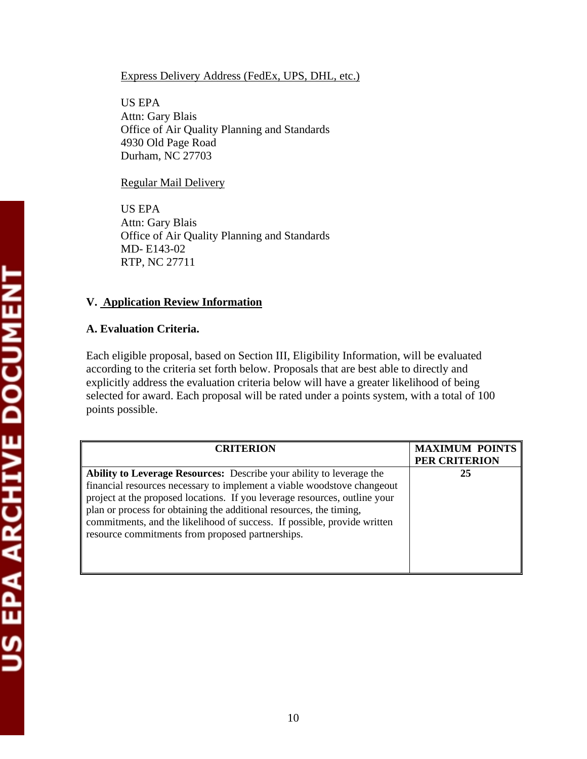Express Delivery Address (FedEx, UPS, DHL, etc.)

US EPA
Attn: Gary Blais
Office of Air Quality Planning and Standards
4930 Old Page Road
Durham, NC 27703

Regular Mail Delivery

US EPA
Attn: Gary Blais
Office of Air Quality Planning and Standards
MD- E143-02
RTP, NC 27711

## V. Application Review Information

### A. Evaluation Criteria.

Each eligible proposal, based on Section III, Eligibility Information, will be evaluated according to the criteria set forth below. Proposals that are best able to directly and explicitly address the evaluation criteria below will have a greater likelihood of being selected for award. Each proposal will be rated under a points system, with a total of 100 points possible.

| CRITERION | MAXIMUM POINTS PER CRITERION |
|---|---|
| **Ability to Leverage Resources:** Describe your ability to leverage the financial resources necessary to implement a viable woodstove changeout project at the proposed locations. If you leverage resources, outline your plan or process for obtaining the additional resources, the timing, commitments, and the likelihood of success. If possible, provide written resource commitments from proposed partnerships. | **25** |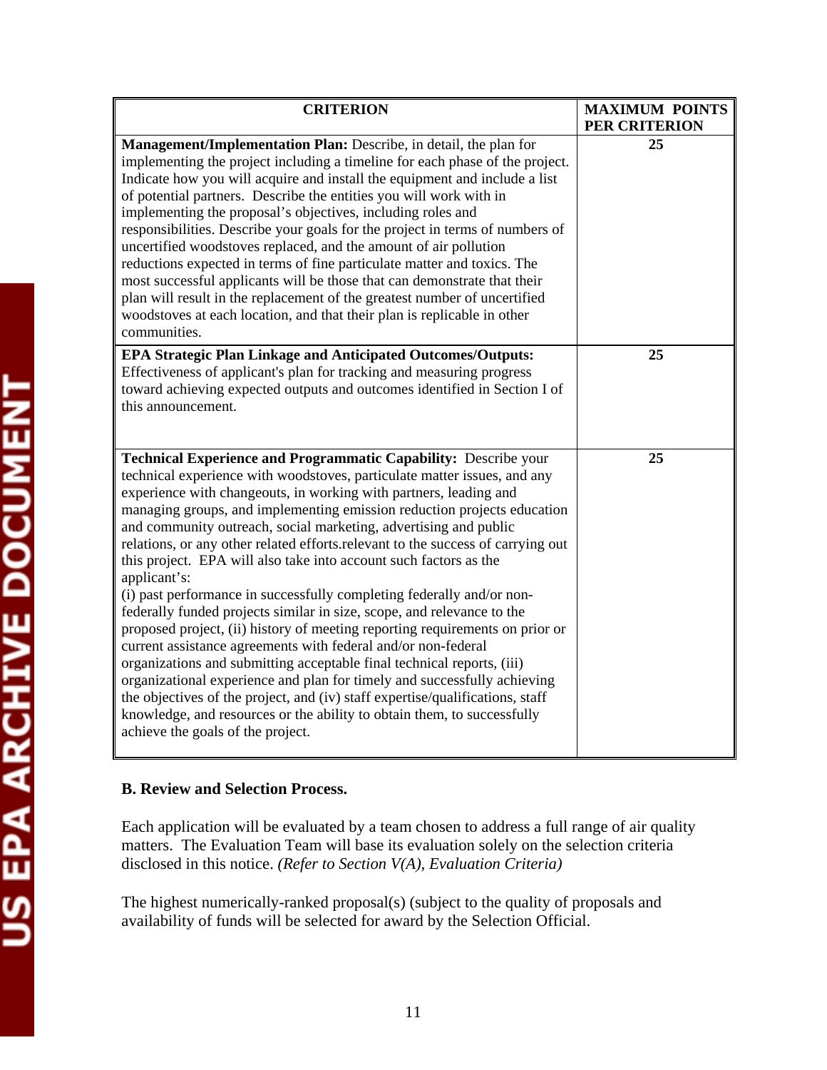| CRITERION | MAXIMUM POINTS PER CRITERION |
|---|---|
| **Management/Implementation Plan:** Describe, in detail, the plan for implementing the project including a timeline for each phase of the project. Indicate how you will acquire and install the equipment and include a list of potential partners. Describe the entities you will work with in implementing the proposal's objectives, including roles and responsibilities. Describe your goals for the project in terms of numbers of uncertified woodstoves replaced, and the amount of air pollution reductions expected in terms of fine particulate matter and toxics. The most successful applicants will be those that can demonstrate that their plan will result in the replacement of the greatest number of uncertified woodstoves at each location, and that their plan is replicable in other communities. | 25 |
| **EPA Strategic Plan Linkage and Anticipated Outcomes/Outputs:** Effectiveness of applicant's plan for tracking and measuring progress toward achieving expected outputs and outcomes identified in Section I of this announcement. | 25 |
| **Technical Experience and Programmatic Capability:** Describe your technical experience with woodstoves, particulate matter issues, and any experience with changeouts, in working with partners, leading and managing groups, and implementing emission reduction projects education and community outreach, social marketing, advertising and public relations, or any other related efforts.relevant to the success of carrying out this project. EPA will also take into account such factors as the applicant's: (i) past performance in successfully completing federally and/or non-federally funded projects similar in size, scope, and relevance to the proposed project, (ii) history of meeting reporting requirements on prior or current assistance agreements with federal and/or non-federal organizations and submitting acceptable final technical reports, (iii) organizational experience and plan for timely and successfully achieving the objectives of the project, and (iv) staff expertise/qualifications, staff knowledge, and resources or the ability to obtain them, to successfully achieve the goals of the project. | 25 |

**B. Review and Selection Process.**

Each application will be evaluated by a team chosen to address a full range of air quality matters. The Evaluation Team will base its evaluation solely on the selection criteria disclosed in this notice. *(Refer to Section V(A), Evaluation Criteria)*

The highest numerically-ranked proposal(s) (subject to the quality of proposals and availability of funds will be selected for award by the Selection Official.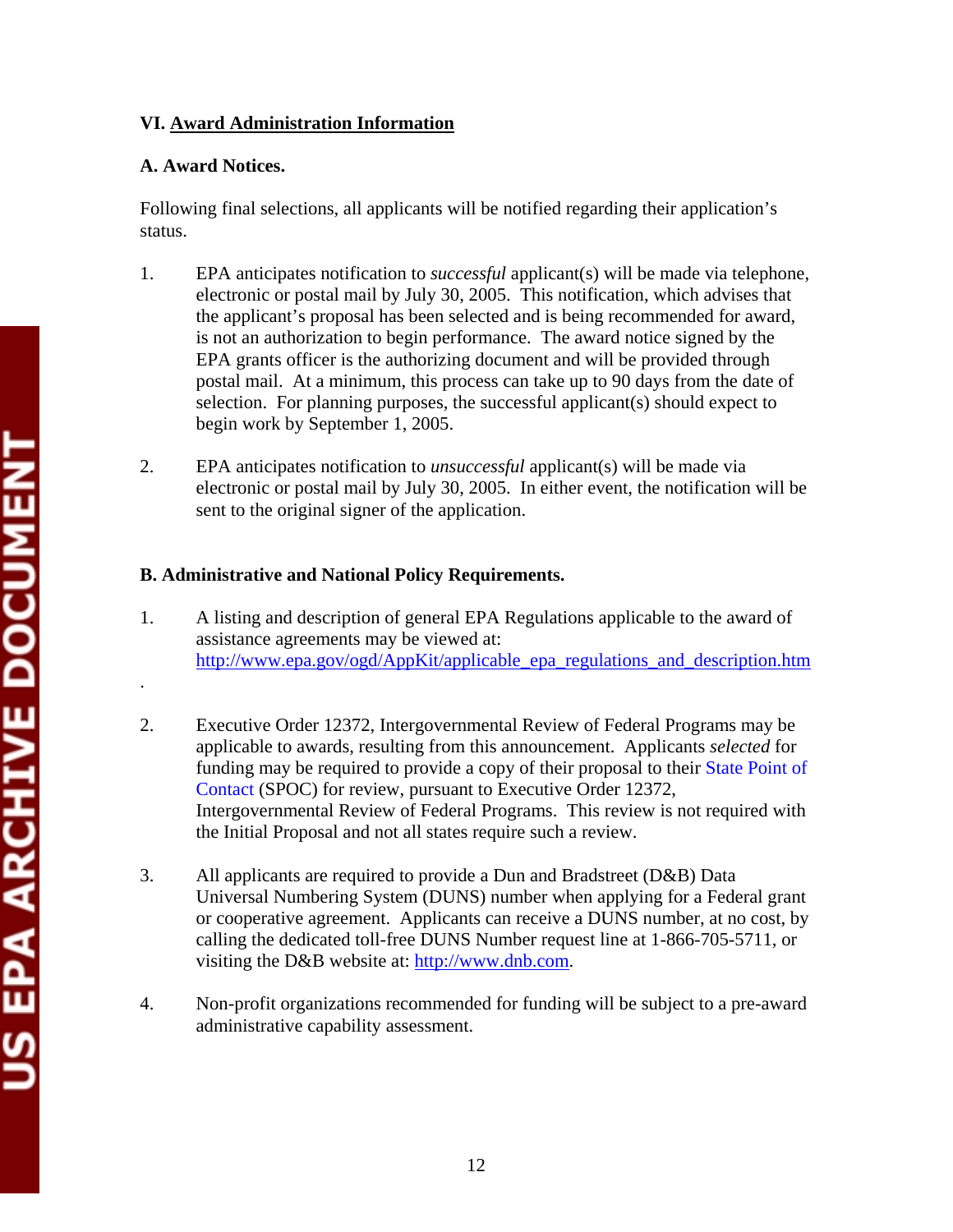## VI. Award Administration Information

### A. Award Notices.

Following final selections, all applicants will be notified regarding their application's status.

1. EPA anticipates notification to *successful* applicant(s) will be made via telephone, electronic or postal mail by July 30, 2005. This notification, which advises that the applicant's proposal has been selected and is being recommended for award, is not an authorization to begin performance. The award notice signed by the EPA grants officer is the authorizing document and will be provided through postal mail. At a minimum, this process can take up to 90 days from the date of selection. For planning purposes, the successful applicant(s) should expect to begin work by September 1, 2005.

2. EPA anticipates notification to *unsuccessful* applicant(s) will be made via electronic or postal mail by July 30, 2005. In either event, the notification will be sent to the original signer of the application.

### B. Administrative and National Policy Requirements.

1. A listing and description of general EPA Regulations applicable to the award of assistance agreements may be viewed at: http://www.epa.gov/ogd/AppKit/applicable_epa_regulations_and_description.htm
.

2. Executive Order 12372, Intergovernmental Review of Federal Programs may be applicable to awards, resulting from this announcement. Applicants *selected* for funding may be required to provide a copy of their proposal to their State Point of Contact (SPOC) for review, pursuant to Executive Order 12372, Intergovernmental Review of Federal Programs. This review is not required with the Initial Proposal and not all states require such a review.

3. All applicants are required to provide a Dun and Bradstreet (D&B) Data Universal Numbering System (DUNS) number when applying for a Federal grant or cooperative agreement. Applicants can receive a DUNS number, at no cost, by calling the dedicated toll-free DUNS Number request line at 1-866-705-5711, or visiting the D&B website at: http://www.dnb.com.

4. Non-profit organizations recommended for funding will be subject to a pre-award administrative capability assessment.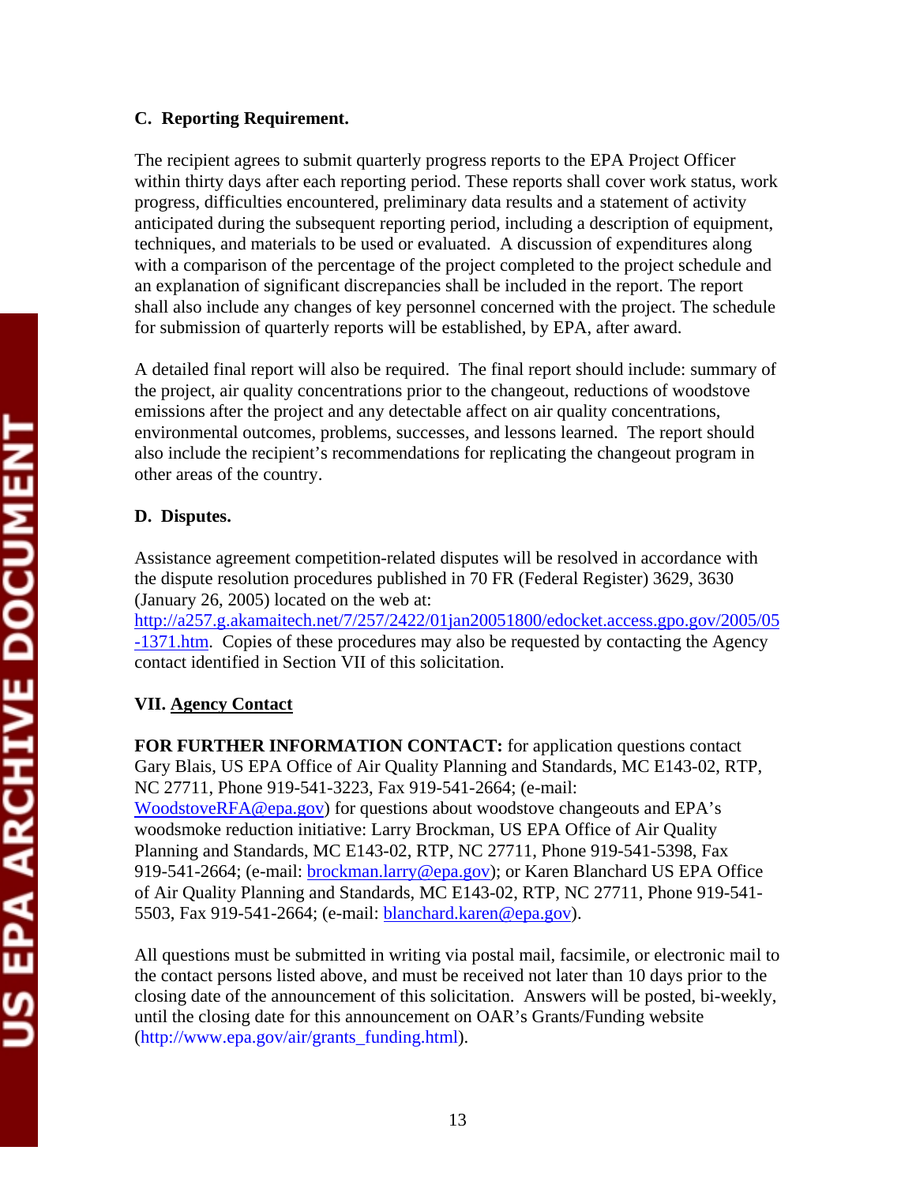### C. Reporting Requirement.

The recipient agrees to submit quarterly progress reports to the EPA Project Officer within thirty days after each reporting period. These reports shall cover work status, work progress, difficulties encountered, preliminary data results and a statement of activity anticipated during the subsequent reporting period, including a description of equipment, techniques, and materials to be used or evaluated. A discussion of expenditures along with a comparison of the percentage of the project completed to the project schedule and an explanation of significant discrepancies shall be included in the report. The report shall also include any changes of key personnel concerned with the project. The schedule for submission of quarterly reports will be established, by EPA, after award.

A detailed final report will also be required. The final report should include: summary of the project, air quality concentrations prior to the changeout, reductions of woodstove emissions after the project and any detectable affect on air quality concentrations, environmental outcomes, problems, successes, and lessons learned. The report should also include the recipient's recommendations for replicating the changeout program in other areas of the country.

### D. Disputes.

Assistance agreement competition-related disputes will be resolved in accordance with the dispute resolution procedures published in 70 FR (Federal Register) 3629, 3630 (January 26, 2005) located on the web at: http://a257.g.akamaitech.net/7/257/2422/01jan20051800/edocket.access.gpo.gov/2005/05-1371.htm. Copies of these procedures may also be requested by contacting the Agency contact identified in Section VII of this solicitation.

## VII. Agency Contact

**FOR FURTHER INFORMATION CONTACT:** for application questions contact Gary Blais, US EPA Office of Air Quality Planning and Standards, MC E143-02, RTP, NC 27711, Phone 919-541-3223, Fax 919-541-2664; (e-mail: WoodstoveRFA@epa.gov) for questions about woodstove changeouts and EPA's woodsmoke reduction initiative: Larry Brockman, US EPA Office of Air Quality Planning and Standards, MC E143-02, RTP, NC 27711, Phone 919-541-5398, Fax 919-541-2664; (e-mail: brockman.larry@epa.gov); or Karen Blanchard US EPA Office of Air Quality Planning and Standards, MC E143-02, RTP, NC 27711, Phone 919-541-5503, Fax 919-541-2664; (e-mail: blanchard.karen@epa.gov).

All questions must be submitted in writing via postal mail, facsimile, or electronic mail to the contact persons listed above, and must be received not later than 10 days prior to the closing date of the announcement of this solicitation. Answers will be posted, bi-weekly, until the closing date for this announcement on OAR's Grants/Funding website (http://www.epa.gov/air/grants_funding.html).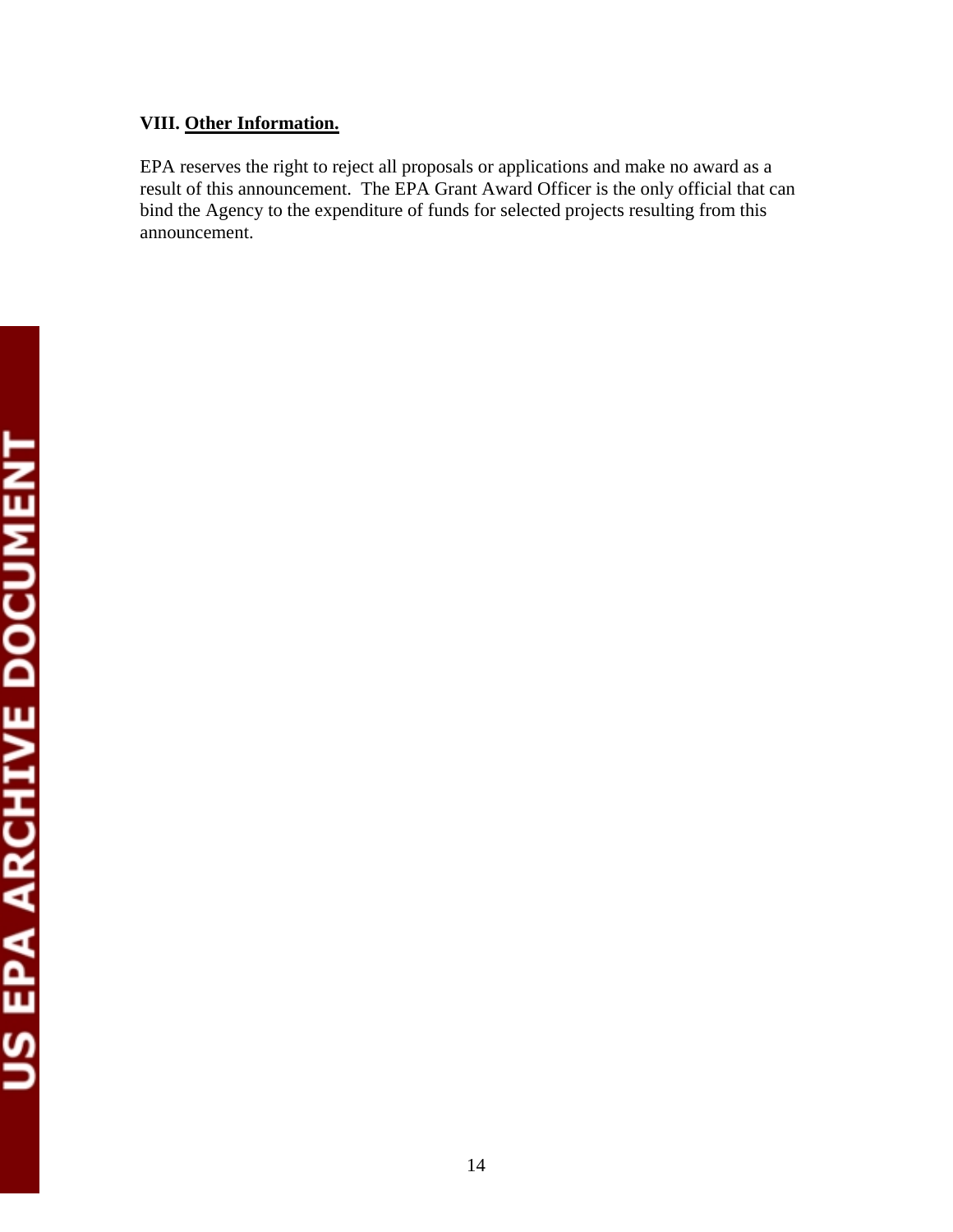## VIII. Other Information.

EPA reserves the right to reject all proposals or applications and make no award as a result of this announcement. The EPA Grant Award Officer is the only official that can bind the Agency to the expenditure of funds for selected projects resulting from this announcement.